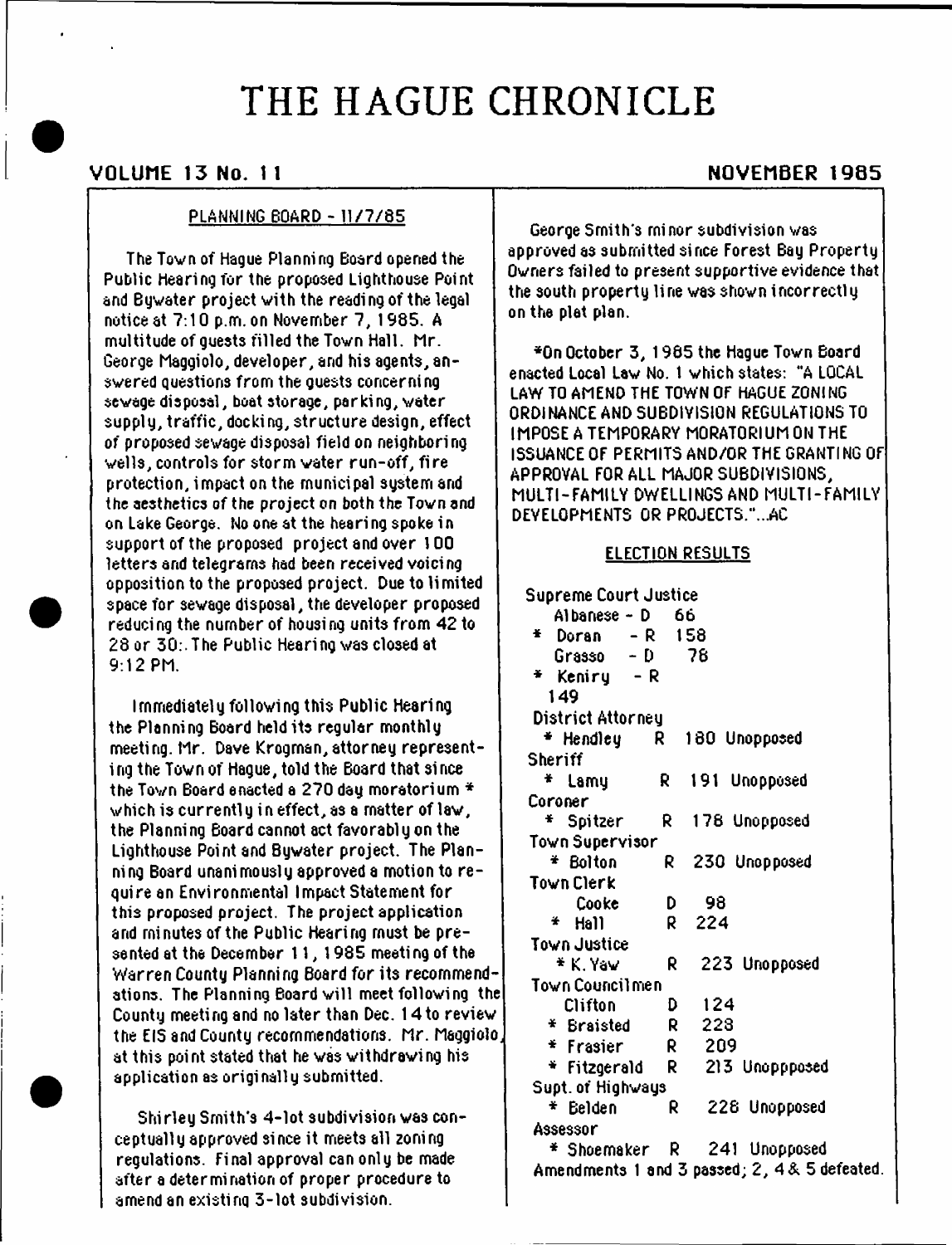# THE HAGUE CHRONICLE

**VOLUME 13 No. 11** **NOVEMBER 1985**

## PLANNING BOARD - 11/7/85

The Town of Hague Planning Board opened the Public Hearing for the proposed Lighthouse Point and Bywater project with the reading of the legal notice at 7:10 p.m. on November 7, 1985. A multitude of guests filled the Town Hall. Mr. George Maggiolo, developer, and his agents, answered questions from the guests concerning sewage disposal, boat storage, parking, water supply, traffic, docking, structure design, effect of proposed sewage disposal field on neighboring wells, controls for storm water run-off, fire protection, impact on the municipal system and the aesthetics of the project on both the Town and on Lake George. No one at the hearing spoke in support of the proposed project and over 100 letters and telegrams had been received voicing opposition to the proposed project. Due to limited space for sewage disposal, the developer proposed reducing the number of housing units from 42 to 28 or 30:. The Public Hearing was closed at 9:12 PM.

Immediately following this Public Hearing the Planning Board held its regular monthly meeting. Mr. Dave Krogman, attorney representing the Town of Hague, told the Board that since the Town Board enacted a 270 day moratorium * which is currently in effect, as a matter of law, the Planning Board cannot act favorably on the Lighthouse Point and Bywater project. The Planning Board unanimously approved a motion to require an Environmental Impact Statement for this proposed project. The project application and minutes of the Public Hearing must be presented at the December 11, 1985 meeting of the Warren County Planning Board for its recommendations. The Planning Board will meet following the County meeting and no later than Dec. 14 to review the EIS and County recommendations. Mr. Maggiolo, at this point stated that he was withdrawing his application as originally submitted.

Shirley Smith's 4-lot subdivision was conceptually approved since it meets all zoning regulations. Final approval can only be made after a determination of proper procedure to amend an existing 3-lot subdivision.

George Smith's minor subdivision was approved as submitted since Forest Bay Property Owners failed to present supportive evidence that the south property line was shown incorrectly on the plat plan.

*On October 3, 1985 the Hague Town Board enacted Local Law No. 1 which states: "A LOCAL LAW TO AMEND THE TOWN OF HAGUE ZONING ORDINANCE AND SUBDIVISION REGULATIONS TO IMPOSE A TEMPORARY MORATORIUM ON THE ISSUANCE OF PERMITS AND/OR THE GRANTING OF APPROVAL FOR ALL MAJOR SUBDIVISIONS, MULTI-FAMILY DWELLINGS AND MULTI-FAMILY DEVELOPMENTS OR PROJECTS."...AC

## ELECTION RESULTS

| | | | |
|---|---|---|---|
| **Supreme Court Justice** | | | |
| Albanese | D | 66 | |
| * Doran | R | 158 | |
| Grasso | D | 78 | |
| * Keniry | R | 149 | |
| **District Attorney** | | | |
| * Hendley | R | 180 | Unopposed |
| **Sheriff** | | | |
| * Lamy | R | 191 | Unopposed |
| **Coroner** | | | |
| * Spitzer | R | 178 | Unopposed |
| **Town Supervisor** | | | |
| * Bolton | R | 230 | Unopposed |
| **Town Clerk** | | | |
| Cooke | D | 98 | |
| * Hall | R | 224 | |
| **Town Justice** | | | |
| * K. Yaw | R | 223 | Unopposed |
| **Town Councilmen** | | | |
| Clifton | D | 124 | |
| * Braisted | R | 228 | |
| * Frasier | R | 209 | |
| * Fitzgerald | R | 213 | Unoppposed |
| **Supt. of Highways** | | | |
| * Belden | R | 228 | Unopposed |
| **Assessor** | | | |
| * Shoemaker | R | 241 | Unopposed |

Amendments 1 and 3 passed; 2, 4 & 5 defeated.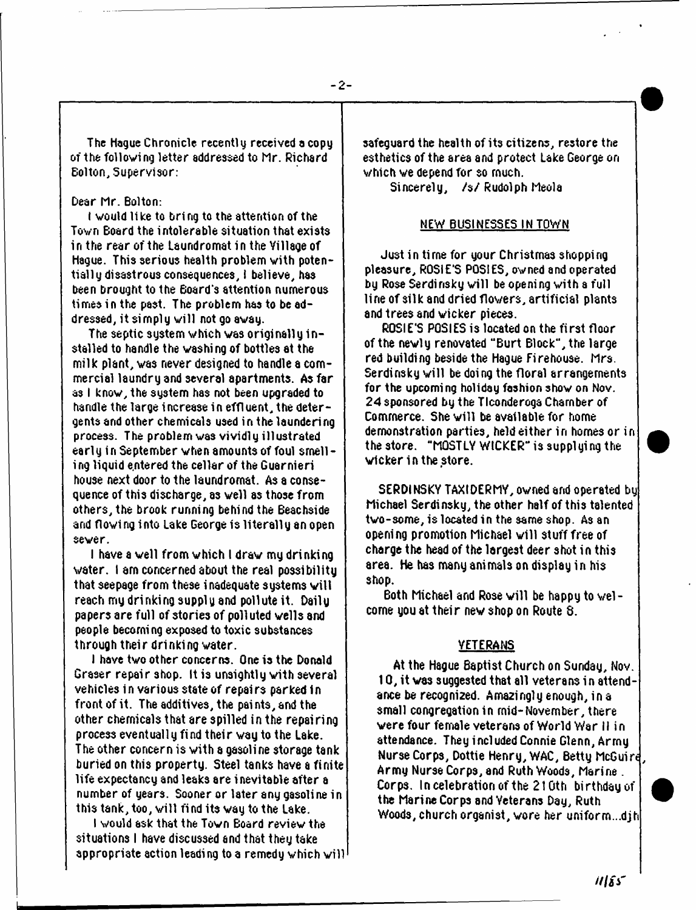The Hague Chronicle recently received a copy of the following letter addressed to Mr. Richard Bolton, Supervisor:

Dear Mr. Bolton:

I would like to bring to the attention of the Town Board the intolerable situation that exists in the rear of the Laundromat in the Village of Hague. This serious health problem with potentially disastrous consequences, I believe, has been brought to the Board's attention numerous times in the past. The problem has to be addressed, it simply will not go away.

The septic system which was originally installed to handle the washing of bottles at the milk plant, was never designed to handle a commercial laundry and several apartments. As far as I know, the system has not been upgraded to handle the large increase in effluent, the detergents and other chemicals used in the laundering process. The problem was vividly illustrated early in September when amounts of foul smelling liquid entered the cellar of the Guernieri house next door to the laundromat. As a consequence of this discharge, as well as those from others, the brook running behind the Beachside and flowing into Lake George is literally an open sewer.

I have a well from which I draw my drinking water. I am concerned about the real possibility that seepage from these inadequate systems will reach my drinking supply and pollute it. Daily papers are full of stories of polluted wells and people becoming exposed to toxic substances through their drinking water.

I have two other concerns. One is the Donald Graser repair shop. It is unsightly with several vehicles in various state of repairs parked in front of it. The additives, the paints, and the other chemicals that are spilled in the repairing process eventually find their way to the Lake. The other concern is with a gasoline storage tank buried on this property. Steel tanks have a finite life expectancy and leaks are inevitable after a number of years. Sooner or later any gasoline in this tank, too, will find its way to the Lake.

I would ask that the Town Board review the situations I have discussed and that they take appropriate action leading to a remedy which will safeguard the health of its citizens, restore the esthetics of the area and protect Lake George on which we depend for so much.

Sincerely, /s/ Rudolph Meola

## NEW BUSINESSES IN TOWN

Just in time for your Christmas shopping pleasure, ROSIE'S POSIES, owned and operated by Rose Serdinsky will be opening with a full line of silk and dried flowers, artificial plants and trees and wicker pieces.

ROSIE'S POSIES is located on the first floor of the newly renovated "Burt Block", the large red building beside the Hague Firehouse. Mrs. Serdinsky will be doing the floral arrangements for the upcoming holiday fashion show on Nov. 24 sponsored by the Ticonderoga Chamber of Commerce. She will be available for home demonstration parties, held either in homes or in the store. "MOSTLY WICKER" is supplying the wicker in the store.

SERDINSKY TAXIDERMY, owned and operated by Michael Serdinsky, the other half of this talented two-some, is located in the same shop. As an opening promotion Michael will stuff free of charge the head of the largest deer shot in this area. He has many animals on display in his shop.

Both Michael and Rose will be happy to welcome you at their new shop on Route 8.

## VETERANS

At the Hague Baptist Church on Sunday, Nov. 10, it was suggested that all veterans in attendance be recognized. Amazingly enough, in a small congregation in mid-November, there were four female veterans of World War II in attendance. They included Connie Glenn, Army Nurse Corps, Dottie Henry, WAC, Betty McGuire, Army Nurse Corps, and Ruth Woods, Marine Corps. In celebration of the 210th birthday of the Marine Corps and Veterans Day, Ruth Woods, church organist, wore her uniform...djh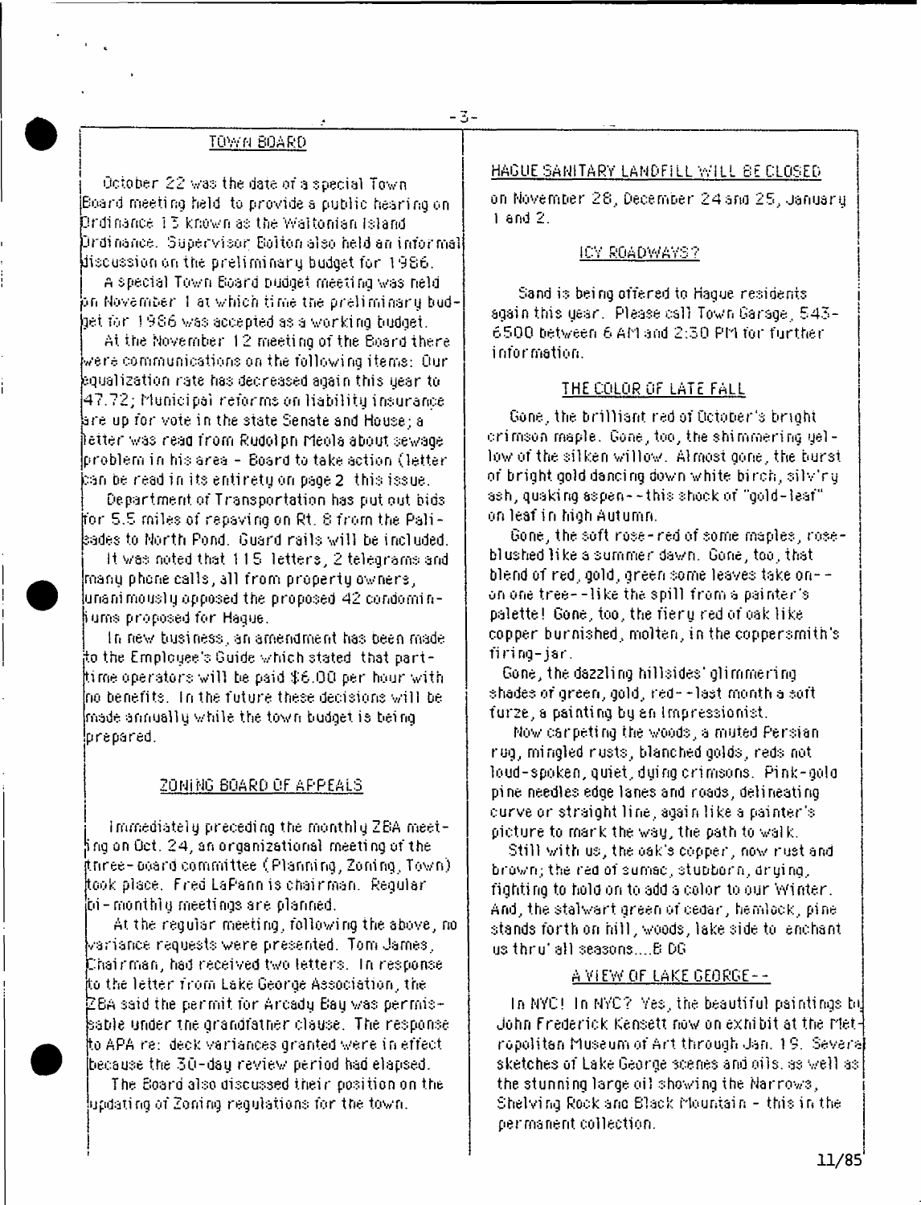## TOWN BOARD

October 22 was the date of a special Town Board meeting held to provide a public hearing on Ordinance 13 known as the Waltonian Island Ordinance. Supervisor Bolton also held an informal discussion on the preliminary budget for 1986.

A special Town Board budget meeting was held on November 1 at which time the preliminary budget for 1986 was accepted as a working budget.

At the November 12 meeting of the Board there were communications on the following items: Our equalization rate has decreased again this year to 47.72; Municipal reforms on liability insurance are up for vote in the state Senate and House; a letter was read from Rudolph Meola about sewage problem in his area - Board to take action (letter can be read in its entirety on page 2 this issue.

Department of Transportation has put out bids for 5.5 miles of repaving on Rt. 8 from the Palisades to North Pond. Guard rails will be included.

It was noted that 115 letters, 2 telegrams and many phone calls, all from property owners, unanimously opposed the proposed 42 condominiums proposed for Hague.

In new business, an amendment has been made to the Employee's Guide which stated that part-time operators will be paid $6.00 per hour with no benefits. In the future these decisions will be made annually while the town budget is being prepared.

## ZONING BOARD OF APPEALS

Immediately preceding the monthly ZBA meeting on Oct. 24, an organizational meeting of the three-board committee (Planning, Zoning, Town) took place. Fred LaPann is chairman. Regular bi-monthly meetings are planned.

At the regular meeting, following the above, no variance requests were presented. Tom James, Chairman, had received two letters. In response to the letter from Lake George Association, the ZBA said the permit for Arcady Bay was permissable under the grandfather clause. The response to APA re: deck variances granted were in effect because the 30-day review period had elapsed.

The Board also discussed their position on the updating of Zoning regulations for the town.

## HAGUE SANITARY LANDFILL WILL BE CLOSED

on November 28, December 24 and 25, January 1 and 2.

## ICY ROADWAYS?

Sand is being offered to Hague residents again this year. Please call Town Garage, 543-6500 between 6 AM and 2:30 PM for further information.

## THE COLOR OF LATE FALL

Gone, the brilliant red of October's bright crimson maple. Gone, too, the shimmering yellow of the silken willow. Almost gone, the burst of bright gold dancing down white birch, silv'ry ash, quaking aspen--this shock of "gold-leaf" on leaf in high Autumn.

Gone, the soft rose-red of some maples, rose-blushed like a summer dawn. Gone, too, that blend of red, gold, green some leaves take on--on one tree--like the spill from a painter's palette! Gone, too, the fiery red of oak like copper burnished, molten, in the coppersmith's firing-jar.

Gone, the dazzling hillsides' glimmering shades of green, gold, red--last month a soft furze, a painting by an Impressionist.

Now carpeting the woods, a muted Persian rug, mingled rusts, blanched golds, reds not loud-spoken, quiet, dying crimsons. Pink-gold pine needles edge lanes and roads, delineating curve or straight line, again like a painter's picture to mark the way, the path to walk.

Still with us, the oak's copper, now rust and brown; the red of sumac, stubborn, drying, fighting to hold on to add a color to our Winter. And, the stalwart green of cedar, hemlock, pine stands forth on hill, woods, lake side to enchant us thru' all seasons....B DG

## A VIEW OF LAKE GEORGE--

In NYC! In NYC? Yes, the beautiful paintings by John Frederick Kensett now on exhibit at the Metropolitan Museum of Art through Jan. 19. Several sketches of Lake George scenes and oils. as well as the stunning large oil showing the Narrows, Shelving Rock and Black Mountain - this in the permanent collection.

11/85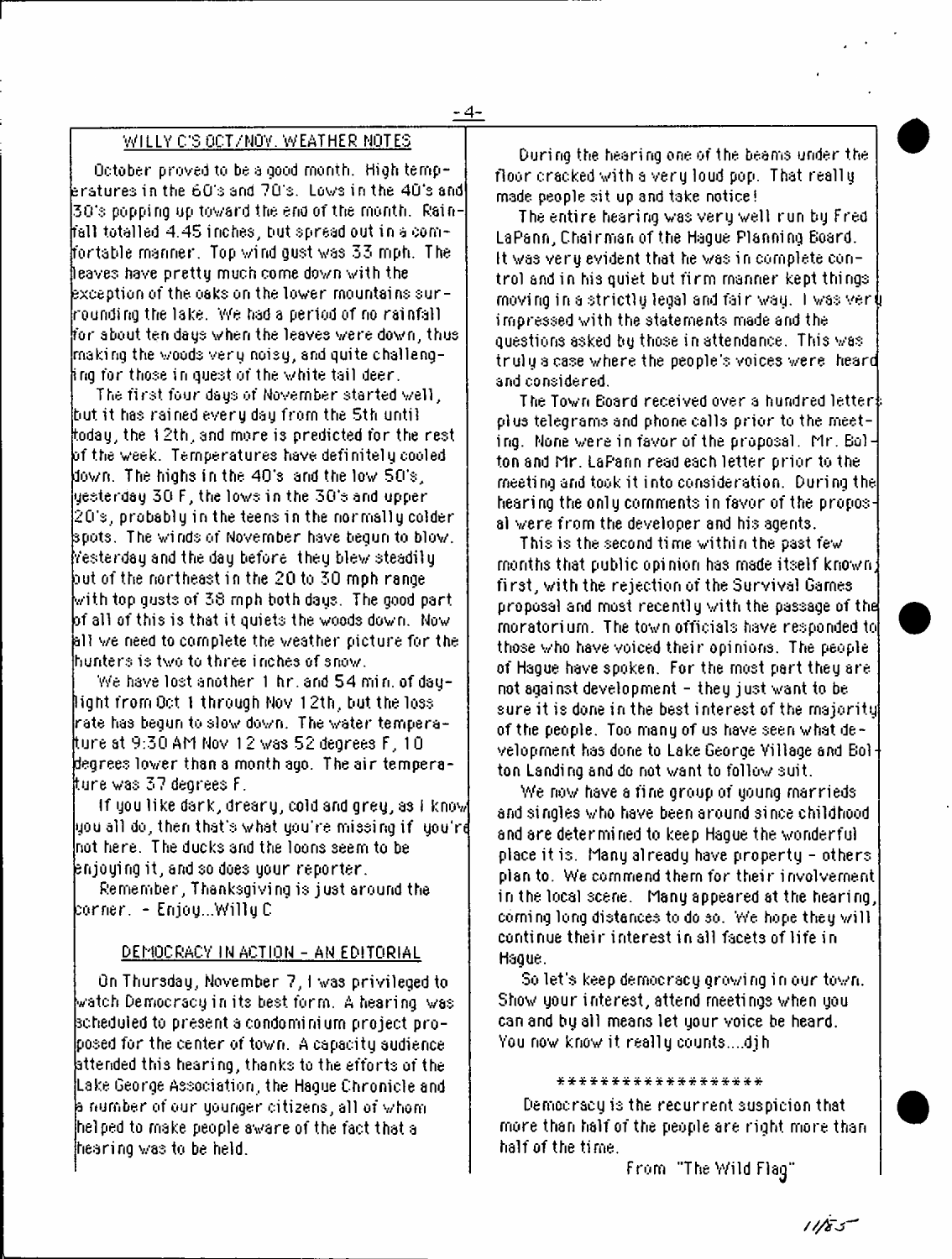## WILLY C'S OCT/NOV. WEATHER NOTES

October proved to be a good month. High temperatures in the 60's and 70's. Lows in the 40's and 30's popping up toward the end of the month. Rainfall totalled 4.45 inches, but spread out in a comfortable manner. Top wind gust was 33 mph. The leaves have pretty much come down with the exception of the oaks on the lower mountains surrounding the lake. We had a period of no rainfall for about ten days when the leaves were down, thus making the woods very noisy, and quite challenging for those in quest of the white tail deer.

The first four days of November started well, but it has rained every day from the 5th until today, the 12th, and more is predicted for the rest of the week. Temperatures have definitely cooled down. The highs in the 40's and the low 50's, yesterday 30 F, the lows in the 30's and upper 20's, probably in the teens in the normally colder spots. The winds of November have begun to blow. Yesterday and the day before they blew steadily out of the northeast in the 20 to 30 mph range with top gusts of 38 mph both days. The good part of all of this is that it quiets the woods down. Now all we need to complete the weather picture for the hunters is two to three inches of snow.

We have lost another 1 hr. and 54 min. of daylight from Oct 1 through Nov 12th, but the loss rate has begun to slow down. The water temperature at 9:30 AM Nov 12 was 52 degrees F, 10 degrees lower than a month ago. The air temperature was 37 degrees F.

If you like dark, dreary, cold and grey, as I know you all do, then that's what you're missing if you're not here. The ducks and the loons seem to be enjoying it, and so does your reporter.

Remember, Thanksgiving is just around the corner. - Enjoy...Willy C

## DEMOCRACY IN ACTION - AN EDITORIAL

On Thursday, November 7, I was privileged to watch Democracy in its best form. A hearing was scheduled to present a condominium project proposed for the center of town. A capacity audience attended this hearing, thanks to the efforts of the Lake George Association, the Hague Chronicle and a number of our younger citizens, all of whom helped to make people aware of the fact that a hearing was to be held.

During the hearing one of the beams under the floor cracked with a very loud pop. That really made people sit up and take notice!

The entire hearing was very well run by Fred LaPann, Chairman of the Hague Planning Board. It was very evident that he was in complete control and in his quiet but firm manner kept things moving in a strictly legal and fair way. I was very impressed with the statements made and the questions asked by those in attendance. This was truly a case where the people's voices were heard and considered.

The Town Board received over a hundred letters plus telegrams and phone calls prior to the meeting. None were in favor of the proposal. Mr. Bolton and Mr. LaPann read each letter prior to the meeting and took it into consideration. During the hearing the only comments in favor of the proposal were from the developer and his agents.

This is the second time within the past few months that public opinion has made itself known; first, with the rejection of the Survival Games proposal and most recently with the passage of the moratorium. The town officials have responded to those who have voiced their opinions. The people of Hague have spoken. For the most part they are not against development - they just want to be sure it is done in the best interest of the majority of the people. Too many of us have seen what development has done to Lake George Village and Bolton Landing and do not want to follow suit.

We now have a fine group of young marrieds and singles who have been around since childhood and are determined to keep Hague the wonderful place it is. Many already have property - others plan to. We commend them for their involvement in the local scene. Many appeared at the hearing, coming long distances to do so. We hope they will continue their interest in all facets of life in Hague.

So let's keep democracy growing in our town. Show your interest, attend meetings when you can and by all means let your voice be heard. You now know it really counts....djh

******************

Democracy is the recurrent suspicion that more than half of the people are right more than half of the time.

From "The Wild Flag"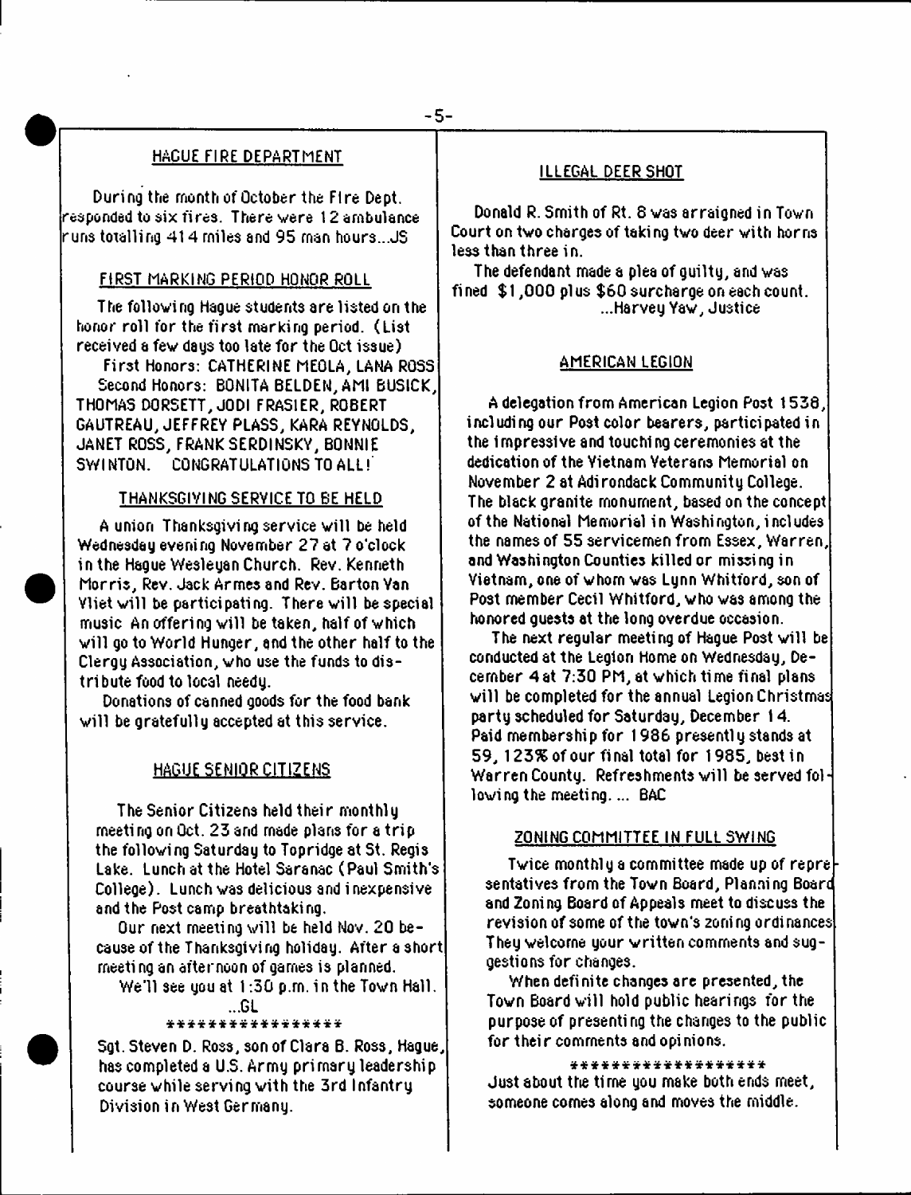## HAGUE FIRE DEPARTMENT

During the month of October the Fire Dept. responded to six fires. There were 12 ambulance runs totalling 414 miles and 95 man hours...JS

## FIRST MARKING PERIOD HONOR ROLL

The following Hague students are listed on the honor roll for the first marking period. (List received a few days too late for the Oct issue)

First Honors: CATHERINE MEOLA, LANA ROSS
Second Honors: BONITA BELDEN, AMI BUSICK, THOMAS DORSETT, JODI FRASIER, ROBERT GAUTREAU, JEFFREY PLASS, KARA REYNOLDS, JANET ROSS, FRANK SERDINSKY, BONNIE SWINTON. CONGRATULATIONS TO ALL!

## THANKSGIVING SERVICE TO BE HELD

A union Thanksgiving service will be held Wednesday evening November 27 at 7 o'clock in the Hague Wesleyan Church. Rev. Kenneth Morris, Rev. Jack Armes and Rev. Barton Van Vliet will be participating. There will be special music. An offering will be taken, half of which will go to World Hunger, and the other half to the Clergy Association, who use the funds to distribute food to local needy.

Donations of canned goods for the food bank will be gratefully accepted at this service.

## HAGUE SENIOR CITIZENS

The Senior Citizens held their monthly meeting on Oct. 23 and made plans for a trip the following Saturday to Topridge at St. Regis Lake. Lunch at the Hotel Saranac (Paul Smith's College). Lunch was delicious and inexpensive and the Post camp breathtaking.

Our next meeting will be held Nov. 20 because of the Thanksgiving holiday. After a short meeting an afternoon of games is planned.

We'll see you at 1:30 p.m. in the Town Hall.

...GL

*****************

Sgt. Steven D. Ross, son of Clara B. Ross, Hague, has completed a U.S. Army primary leadership course while serving with the 3rd Infantry Division in West Germany.

## ILLEGAL DEER SHOT

Donald R. Smith of Rt. 8 was arraigned in Town Court on two charges of taking two deer with horns less than three in.

The defendant made a plea of guilty, and was fined $1,000 plus $60 surcharge on each count.

...Harvey Yaw, Justice

## AMERICAN LEGION

A delegation from American Legion Post 1538, including our Post color bearers, participated in the impressive and touching ceremonies at the dedication of the Vietnam Veterans Memorial on November 2 at Adirondack Community College. The black granite monument, based on the concept of the National Memorial in Washington, includes the names of 55 servicemen from Essex, Warren, and Washington Counties killed or missing in Vietnam, one of whom was Lynn Whitford, son of Post member Cecil Whitford, who was among the honored guests at the long overdue occasion.

The next regular meeting of Hague Post will be conducted at the Legion Home on Wednesday, December 4 at 7:30 PM, at which time final plans will be completed for the annual Legion Christmas party scheduled for Saturday, December 14. Paid membership for 1986 presently stands at 59, 123% of our final total for 1985, best in Warren County. Refreshments will be served following the meeting. ... BAC

## ZONING COMMITTEE IN FULL SWING

Twice monthly a committee made up of representatives from the Town Board, Planning Board and Zoning Board of Appeals meet to discuss the revision of some of the town's zoning ordinances. They welcome your written comments and suggestions for changes.

When definite changes are presented, the Town Board will hold public hearings for the purpose of presenting the changes to the public for their comments and opinions.

*******************

Just about the time you make both ends meet, someone comes along and moves the middle.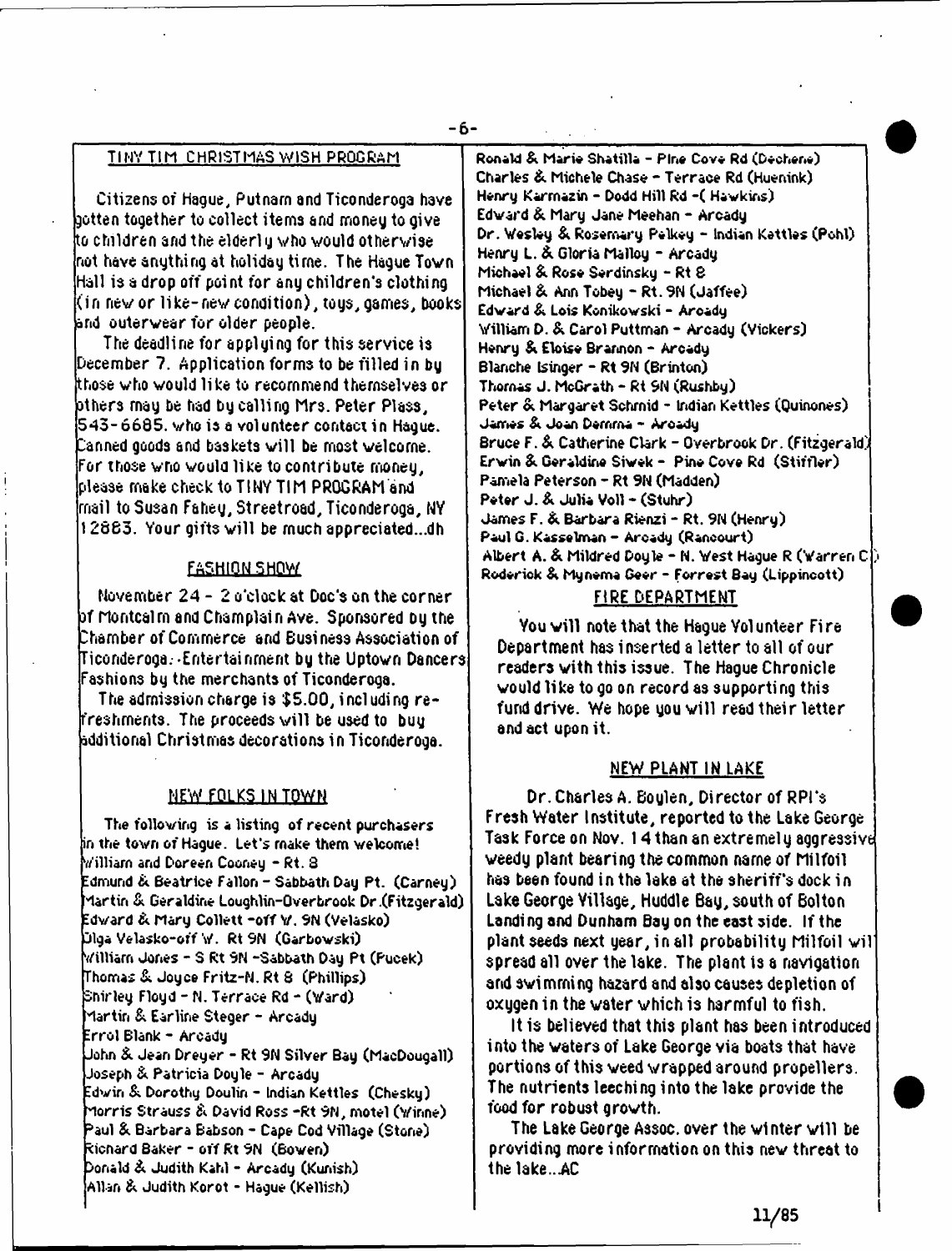## TINY TIM CHRISTMAS WISH PROGRAM

Citizens of Hague, Putnam and Ticonderoga have gotten together to collect items and money to give to children and the elderly who would otherwise not have anything at holiday time. The Hague Town Hall is a drop off point for any children's clothing (in new or like-new condition), toys, games, books and outerwear for older people.

The deadline for applying for this service is December 7. Application forms to be filled in by those who would like to recommend themselves or others may be had by calling Mrs. Peter Plass, 543-6685. who is a volunteer contact in Hague. Canned goods and baskets will be most welcome. For those who would like to contribute money, please make check to TINY TIM PROGRAM and mail to Susan Fahey, Streetroad, Ticonderoga, NY 12883. Your gifts will be much appreciated...dh

## FASHION SHOW

November 24 - 2 o'clock at Doc's on the corner of Montcalm and Champlain Ave. Sponsored by the Chamber of Commerce and Business Association of Ticonderoga. Entertainment by the Uptown Dancers Fashions by the merchants of Ticonderoga.

The admission charge is $5.00, including refreshments. The proceeds will be used to buy additional Christmas decorations in Ticonderoga.

## NEW FOLKS IN TOWN

The following is a listing of recent purchasers in the town of Hague. Let's make them welcome!

William and Doreen Cooney - Rt. 8
Edmund & Beatrice Fallon - Sabbath Day Pt. (Carney)
Martin & Geraldine Loughlin-Overbrook Dr.(Fitzgerald)
Edward & Mary Collett -off W. 9N (Velasko)
Olga Velasko-off W. Rt 9N (Garbowski)
William Jones - S Rt 9N -Sabbath Day Pt (Fucek)
Thomas & Joyce Fritz-N. Rt 8 (Phillips)
Shirley Floyd - N. Terrace Rd - (Ward)
Martin & Earline Steger - Arcady
Errol Blank - Arcady
John & Jean Dreyer - Rt 9N Silver Bay (MacDougall)
Joseph & Patricia Doyle - Arcady
Edwin & Dorothy Doulin - Indian Kettles (Chesky)
Morris Strauss & David Ross -Rt 9N, motel (Winne)
Paul & Barbara Babson - Cape Cod Village (Stone)
Richard Baker - off Rt 9N (Bowen)
Donald & Judith Kahl - Arcady (Kunish)
Allan & Judith Korot - Hague (Kellish)
Ronald & Marie Shatilla - Pine Cove Rd (Dechene)
Charles & Michele Chase - Terrace Rd (Huenink)
Henry Karmazin - Dodd Hill Rd -( Hawkins)
Edward & Mary Jane Meehan - Arcady
Dr. Wesley & Rosemary Pelkey - Indian Kettles (Pohl)
Henry L. & Gloria Malloy - Arcady
Michael & Rose Serdinsky - Rt 8
Michael & Ann Tobey - Rt. 9N (Jaffee)
Edward & Lois Konikowski - Arcady
William D. & Carol Puttman - Arcady (Vickers)
Henry & Eloise Brannon - Arcady
Blanche Isinger - Rt 9N (Brinton)
Thomas J. McGrath - Rt 9N (Rushby)
Peter & Margaret Schmid - Indian Kettles (Quinones)
James & Joan Demma - Arcady
Bruce F. & Catherine Clark - Overbrook Dr. (Fitzgerald)
Erwin & Geraldine Siwek - Pine Cove Rd (Stiffler)
Pamela Peterson - Rt 9N (Madden)
Peter J. & Julia Voll - (Stuhr)
James F. & Barbara Rienzi - Rt. 9N (Henry)
Paul G. Kasselman - Arcady (Rancourt)
Albert A. & Mildred Doyle - N. West Hague R (Warren C)
Roderick & Mynema Geer - Forrest Bay (Lippincott)

## FIRE DEPARTMENT

You will note that the Hague Volunteer Fire Department has inserted a letter to all of our readers with this issue. The Hague Chronicle would like to go on record as supporting this fund drive. We hope you will read their letter and act upon it.

## NEW PLANT IN LAKE

Dr. Charles A. Boylen, Director of RPI's Fresh Water Institute, reported to the Lake George Task Force on Nov. 14 than an extremely aggressive weedy plant bearing the common name of Milfoil has been found in the lake at the sheriff's dock in Lake George Village, Huddle Bay, south of Bolton Landing and Dunham Bay on the east side. If the plant seeds next year, in all probability Milfoil will spread all over the lake. The plant is a navigation and swimming hazard and also causes depletion of oxygen in the water which is harmful to fish.

It is believed that this plant has been introduced into the waters of Lake George via boats that have portions of this weed wrapped around propellers. The nutrients leeching into the lake provide the food for robust growth.

The Lake George Assoc. over the winter will be providing more information on this new threat to the lake...AC

11/85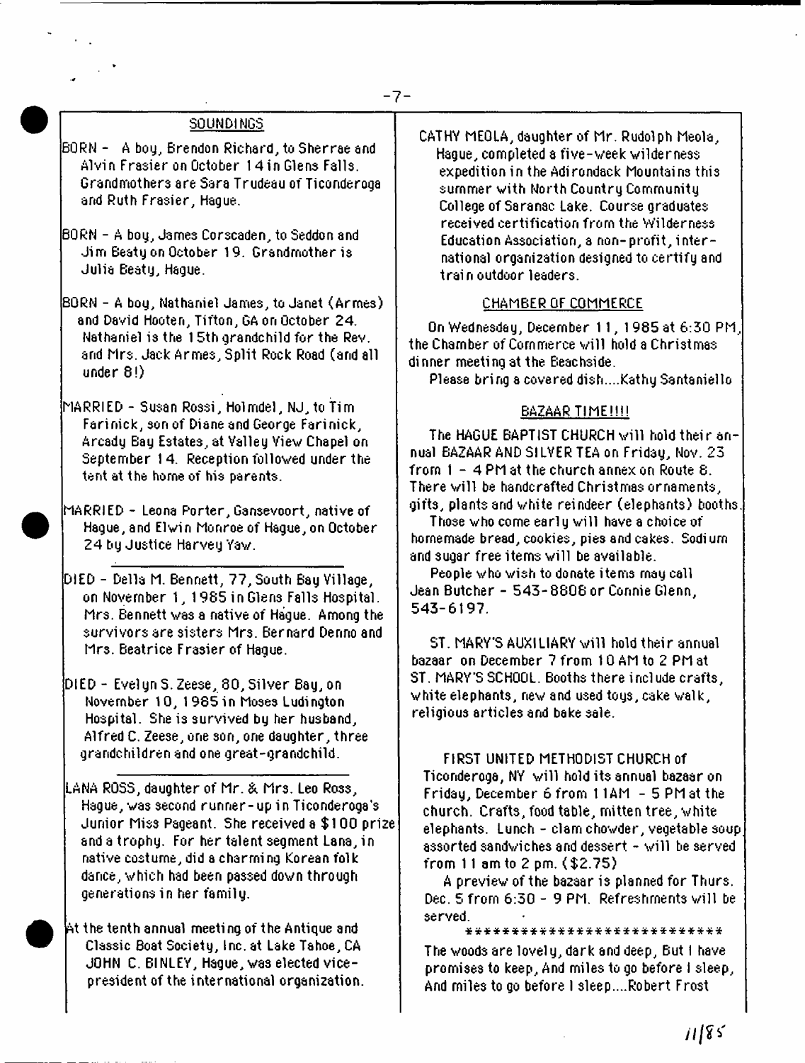## SOUNDINGS

BORN - A boy, Brendon Richard, to Sherrae and Alvin Frasier on October 14 in Glens Falls. Grandmothers are Sara Trudeau of Ticonderoga and Ruth Frasier, Hague.

BORN - A boy, James Corscaden, to Seddon and Jim Beaty on October 19. Grandmother is Julia Beaty, Hague.

BORN - A boy, Nathaniel James, to Janet (Armes) and David Hooten, Tifton, GA on October 24. Nathaniel is the 15th grandchild for the Rev. and Mrs. Jack Armes, Split Rock Road (and all under 8!)

MARRIED - Susan Rossi, Holmdel, NJ, to Tim Farinick, son of Diane and George Farinick, Arcady Bay Estates, at Valley View Chapel on September 14. Reception followed under the tent at the home of his parents.

MARRIED - Leona Porter, Gansevoort, native of Hague, and Elwin Monroe of Hague, on October 24 by Justice Harvey Yaw.

---

DIED - Della M. Bennett, 77, South Bay Village, on November 1, 1985 in Glens Falls Hospital. Mrs. Bennett was a native of Hague. Among the survivors are sisters Mrs. Bernard Denno and Mrs. Beatrice Frasier of Hague.

DIED - Evelyn S. Zeese, 80, Silver Bay, on November 10, 1985 in Moses Ludington Hospital. She is survived by her husband, Alfred C. Zeese, one son, one daughter, three grandchildren and one great-grandchild.

---

LANA ROSS, daughter of Mr. & Mrs. Leo Ross, Hague, was second runner-up in Ticonderoga's Junior Miss Pageant. She received a $100 prize and a trophy. For her talent segment Lana, in native costume, did a charming Korean folk dance, which had been passed down through generations in her family.

At the tenth annual meeting of the Antique and Classic Boat Society, Inc. at Lake Tahoe, CA JOHN C. BINLEY, Hague, was elected vice-president of the international organization.

CATHY MEOLA, daughter of Mr. Rudolph Meola, Hague, completed a five-week wilderness expedition in the Adirondack Mountains this summer with North Country Community College of Saranac Lake. Course graduates received certification from the Wilderness Education Association, a non-profit, international organization designed to certify and train outdoor leaders.

## CHAMBER OF COMMERCE

On Wednesday, December 11, 1985 at 6:30 PM, the Chamber of Commerce will hold a Christmas dinner meeting at the Beachside.

Please bring a covered dish....Kathy Santaniello

## BAZAAR TIME!!!!

The HAGUE BAPTIST CHURCH will hold their annual BAZAAR AND SILVER TEA on Friday, Nov. 23 from 1 - 4 PM at the church annex on Route 8. There will be handcrafted Christmas ornaments, gifts, plants and white reindeer (elephants) booths.

Those who come early will have a choice of homemade bread, cookies, pies and cakes. Sodium and sugar free items will be available.

People who wish to donate items may call Jean Butcher - 543-8808 or Connie Glenn, 543-6197.

ST. MARY'S AUXILIARY will hold their annual bazaar on December 7 from 10 AM to 2 PM at ST. MARY'S SCHOOL. Booths there include crafts, white elephants, new and used toys, cake walk, religious articles and bake sale.

FIRST UNITED METHODIST CHURCH of Ticonderoga, NY will hold its annual bazaar on Friday, December 6 from 11AM - 5 PM at the church. Crafts, food table, mitten tree, white elephants. Lunch - clam chowder, vegetable soup, assorted sandwiches and dessert - will be served from 11 am to 2 pm. ($2.75)

A preview of the bazaar is planned for Thurs. Dec. 5 from 6:30 - 9 PM. Refreshments will be served.

****************************

The woods are lovely, dark and deep, But I have promises to keep, And miles to go before I sleep, And miles to go before I sleep....Robert Frost

11/85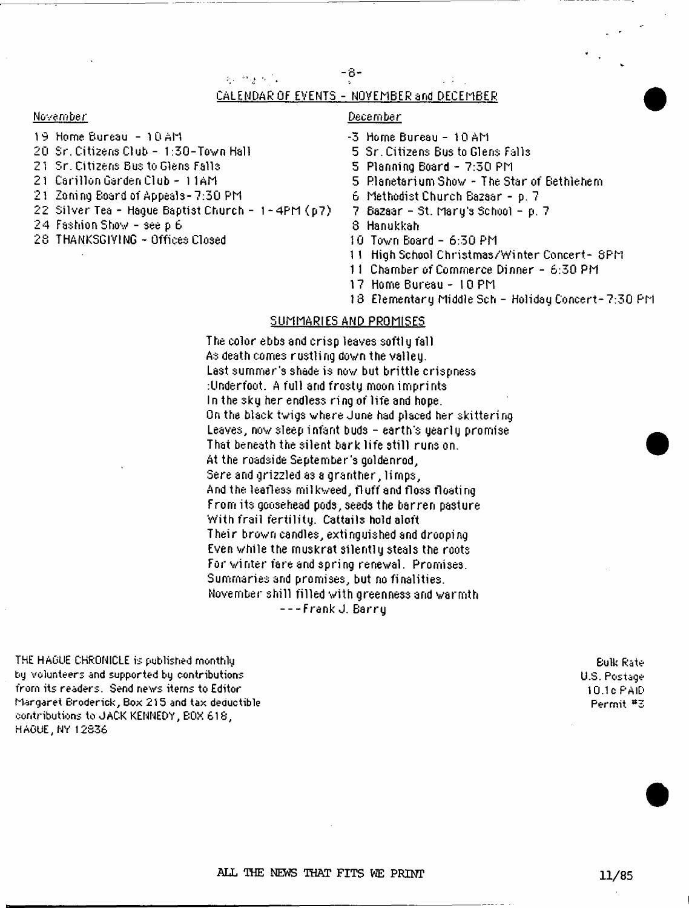## CALENDAR OF EVENTS - NOVEMBER and DECEMBER

*November*

- 19 Home Bureau - 10 AM
- 20 Sr. Citizens Club - 1:30-Town Hall
- 21 Sr. Citizens Bus to Glens Falls
- 21 Carillon Garden Club - 11AM
- 21 Zoning Board of Appeals-7:30 PM
- 22 Silver Tea - Hague Baptist Church - 1-4PM (p7)
- 24 Fashion Show - see p 6
- 28 THANKSGIVING - Offices Closed

*December*

- 3 Home Bureau - 10 AM
- 5 Sr. Citizens Bus to Glens Falls
- 5 Planning Board - 7:30 PM
- 5 Planetarium Show - The Star of Bethlehem
- 6 Methodist Church Bazaar - p. 7
- 7 Bazaar - St. Mary's School - p. 7
- 8 Hanukkah
- 10 Town Board - 6:30 PM
- 11 High School Christmas/Winter Concert- 8PM
- 11 Chamber of Commerce Dinner - 6:30 PM
- 17 Home Bureau - 10 PM
- 18 Elementary Middle Sch - Holiday Concert-7:30 PM

## SUMMARIES AND PROMISES

The color ebbs and crisp leaves softly fall
As death comes rustling down the valley.
Last summer's shade is now but brittle crispness
:Underfoot. A full and frosty moon imprints
In the sky her endless ring of life and hope.
On the black twigs where June had placed her skittering
Leaves, now sleep infant buds - earth's yearly promise
That beneath the silent bark life still runs on.
At the roadside September's goldenrod,
Sere and grizzled as a granther, limps,
And the leafless milkweed, fluff and floss floating
From its goosehead pods, seeds the barren pasture
With frail fertility. Cattails hold aloft
Their brown candles, extinguished and drooping
Even while the muskrat silently steals the roots
For winter fare and spring renewal. Promises.
Summaries and promises, but no finalities.
November shill filled with greenness and warmth

---Frank J. Barry

THE HAGUE CHRONICLE is published monthly by volunteers and supported by contributions from its readers. Send news items to Editor Margaret Broderick, Box 215 and tax deductible contributions to JACK KENNEDY, BOX 618, HAGUE, NY 12836

Bulk Rate
U.S. Postage
10.1c PAID
Permit #3

ALL THE NEWS THAT FITS WE PRINT

11/85